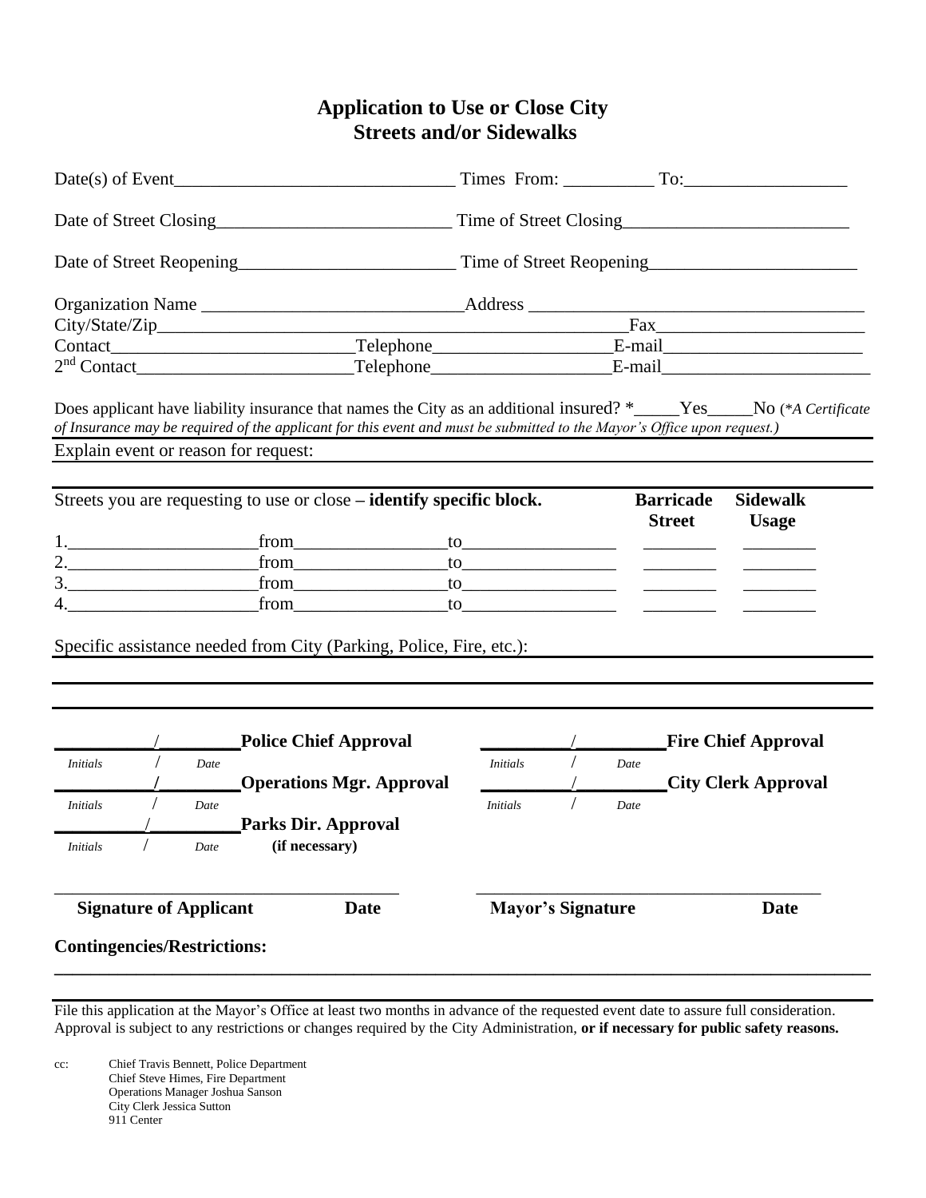# Application to Use or Close City Streets and/or Sidewalks

Date(s) of Event______________________________ Times From: __________ To:__________________

Date of Street Closing_________________________ Time of Street Closing________________________

Date of Street Reopening________________________ Time of Street Reopening_______________________

Organization Name ____________________________Address ____________________________________

City/State/Zip_____________________________________________________Fax_______________________

Contact__________________________Telephone___________________E-mail______________________

2nd Contact_______________________Telephone___________________E-mail_______________________

Does applicant have liability insurance that names the City as an additional insured? *_____Yes_____No (*A Certificate of Insurance may be required of the applicant for this event and must be submitted to the Mayor's Office upon request.)*

Explain event or reason for request:

| Streets you are requesting to use or close – **identify specific block.** | | | **Barricade Street** | **Sidewalk Usage** |
|---|---|---|---|---|
| 1.____________________ | from________________ | to________________ | ________ | ________ |
| 2.____________________ | from________________ | to________________ | ________ | ________ |
| 3.____________________ | from________________ | to________________ | ________ | ________ |
| 4.____________________ | from________________ | to________________ | ________ | ________ |

Specific assistance needed from City (Parking, Police, Fire, etc.):

__________/_________**Police Chief Approval**
*Initials* / *Date*

__________/_________**Fire Chief Approval**
*Initials* / *Date*

__________/_________**Operations Mgr. Approval**
*Initials* / *Date*

__________/_________**City Clerk Approval**
*Initials* / *Date*

__________/_________**Parks Dir. Approval (if necessary)**
*Initials* / *Date*

_______________________________________
**Signature of Applicant** **Date**

_______________________________________
**Mayor's Signature** **Date**

**Contingencies/Restrictions:**

File this application at the Mayor's Office at least two months in advance of the requested event date to assure full consideration. Approval is subject to any restrictions or changes required by the City Administration, **or if necessary for public safety reasons.**

cc: Chief Travis Bennett, Police Department
Chief Steve Himes, Fire Department
Operations Manager Joshua Sanson
City Clerk Jessica Sutton
911 Center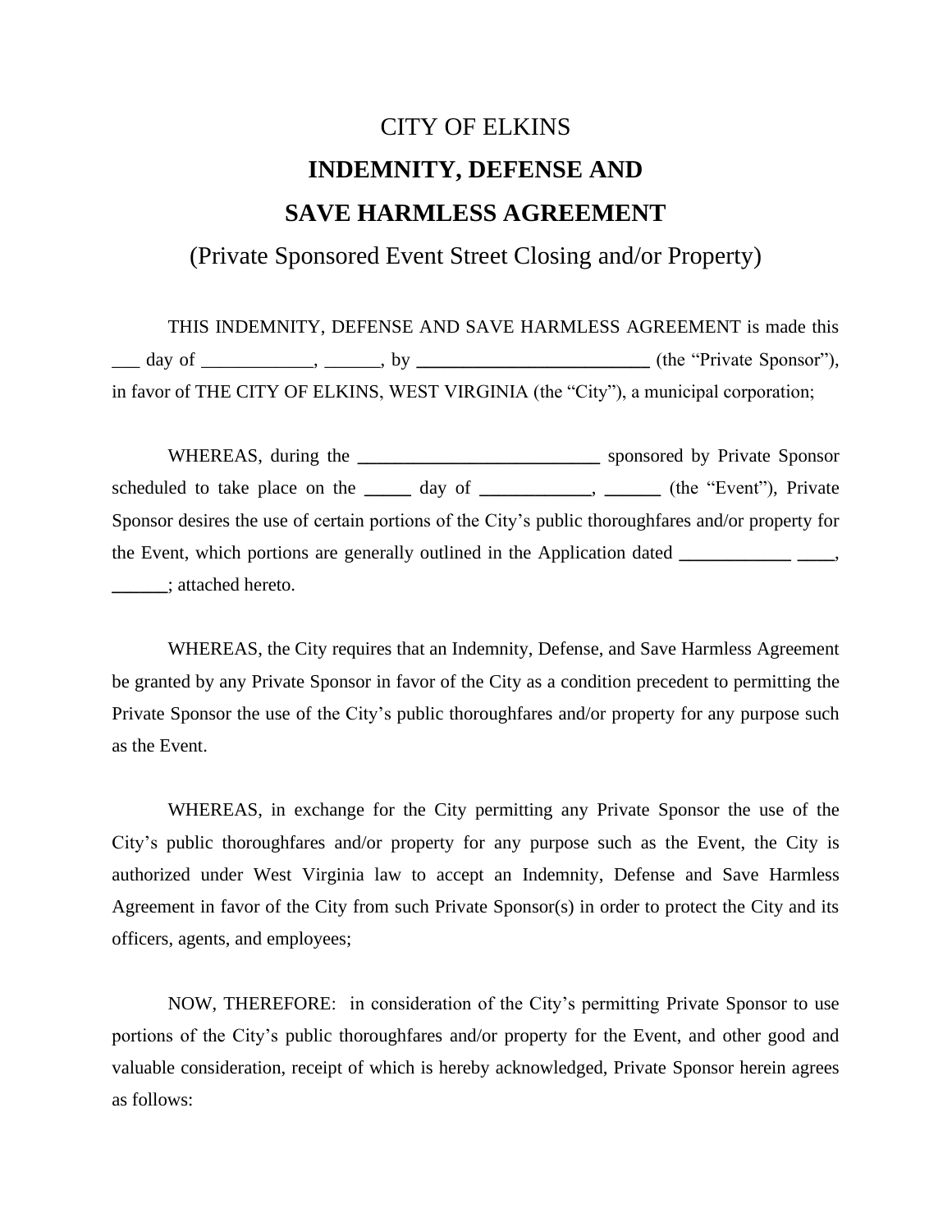# CITY OF ELKINS

## INDEMNITY, DEFENSE AND SAVE HARMLESS AGREEMENT

(Private Sponsored Event Street Closing and/or Property)

THIS INDEMNITY, DEFENSE AND SAVE HARMLESS AGREEMENT is made this ___ day of ____________, ______, by _________________________ (the "Private Sponsor"), in favor of THE CITY OF ELKINS, WEST VIRGINIA (the "City"), a municipal corporation;

WHEREAS, during the __________________________ sponsored by Private Sponsor scheduled to take place on the _____ day of ____________, ______ (the "Event"), Private Sponsor desires the use of certain portions of the City's public thoroughfares and/or property for the Event, which portions are generally outlined in the Application dated ____________ ____, ______; attached hereto.

WHEREAS, the City requires that an Indemnity, Defense, and Save Harmless Agreement be granted by any Private Sponsor in favor of the City as a condition precedent to permitting the Private Sponsor the use of the City's public thoroughfares and/or property for any purpose such as the Event.

WHEREAS, in exchange for the City permitting any Private Sponsor the use of the City's public thoroughfares and/or property for any purpose such as the Event, the City is authorized under West Virginia law to accept an Indemnity, Defense and Save Harmless Agreement in favor of the City from such Private Sponsor(s) in order to protect the City and its officers, agents, and employees;

NOW, THEREFORE: in consideration of the City's permitting Private Sponsor to use portions of the City's public thoroughfares and/or property for the Event, and other good and valuable consideration, receipt of which is hereby acknowledged, Private Sponsor herein agrees as follows: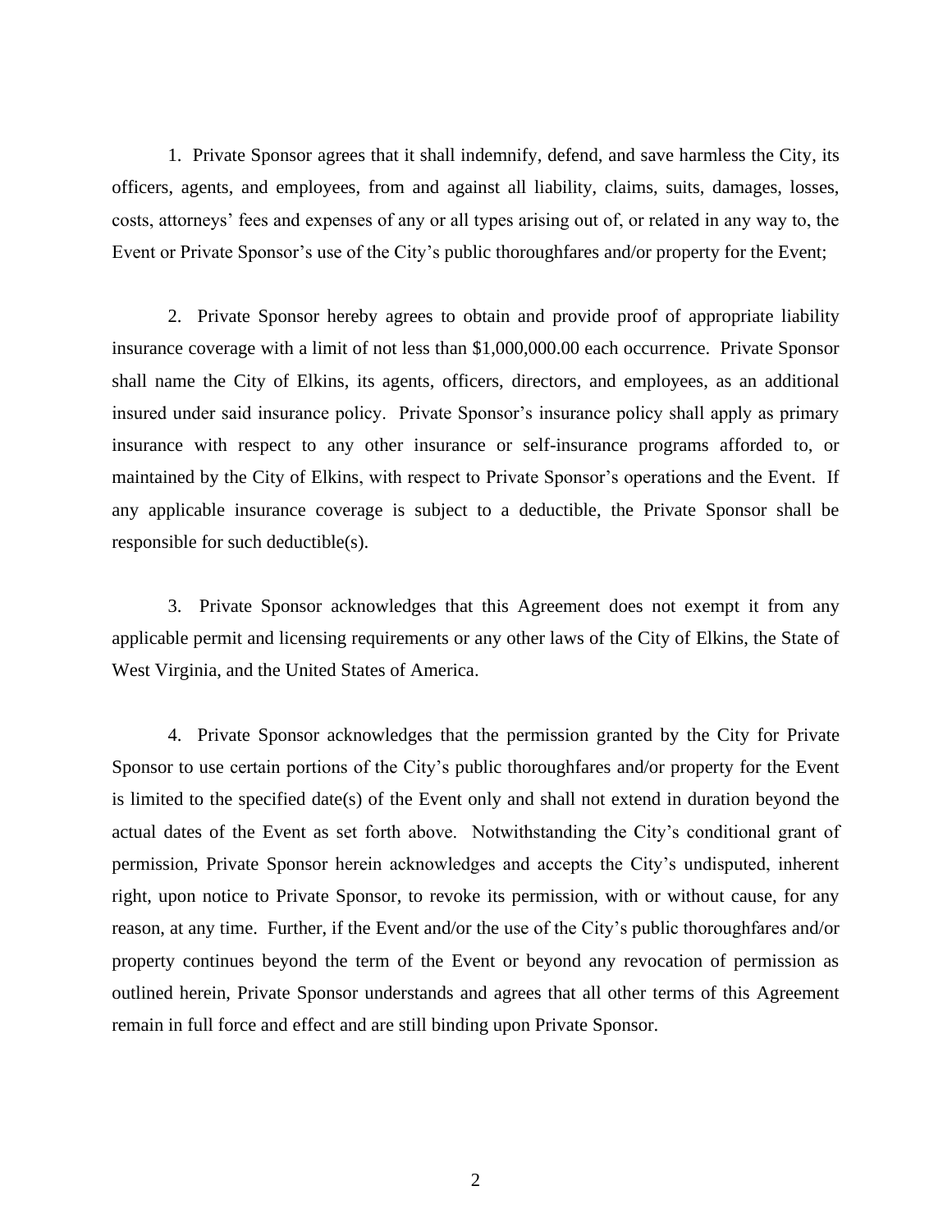1. Private Sponsor agrees that it shall indemnify, defend, and save harmless the City, its officers, agents, and employees, from and against all liability, claims, suits, damages, losses, costs, attorneys' fees and expenses of any or all types arising out of, or related in any way to, the Event or Private Sponsor's use of the City's public thoroughfares and/or property for the Event;

2. Private Sponsor hereby agrees to obtain and provide proof of appropriate liability insurance coverage with a limit of not less than $1,000,000.00 each occurrence. Private Sponsor shall name the City of Elkins, its agents, officers, directors, and employees, as an additional insured under said insurance policy. Private Sponsor's insurance policy shall apply as primary insurance with respect to any other insurance or self-insurance programs afforded to, or maintained by the City of Elkins, with respect to Private Sponsor's operations and the Event. If any applicable insurance coverage is subject to a deductible, the Private Sponsor shall be responsible for such deductible(s).

3. Private Sponsor acknowledges that this Agreement does not exempt it from any applicable permit and licensing requirements or any other laws of the City of Elkins, the State of West Virginia, and the United States of America.

4. Private Sponsor acknowledges that the permission granted by the City for Private Sponsor to use certain portions of the City's public thoroughfares and/or property for the Event is limited to the specified date(s) of the Event only and shall not extend in duration beyond the actual dates of the Event as set forth above. Notwithstanding the City's conditional grant of permission, Private Sponsor herein acknowledges and accepts the City's undisputed, inherent right, upon notice to Private Sponsor, to revoke its permission, with or without cause, for any reason, at any time. Further, if the Event and/or the use of the City's public thoroughfares and/or property continues beyond the term of the Event or beyond any revocation of permission as outlined herein, Private Sponsor understands and agrees that all other terms of this Agreement remain in full force and effect and are still binding upon Private Sponsor.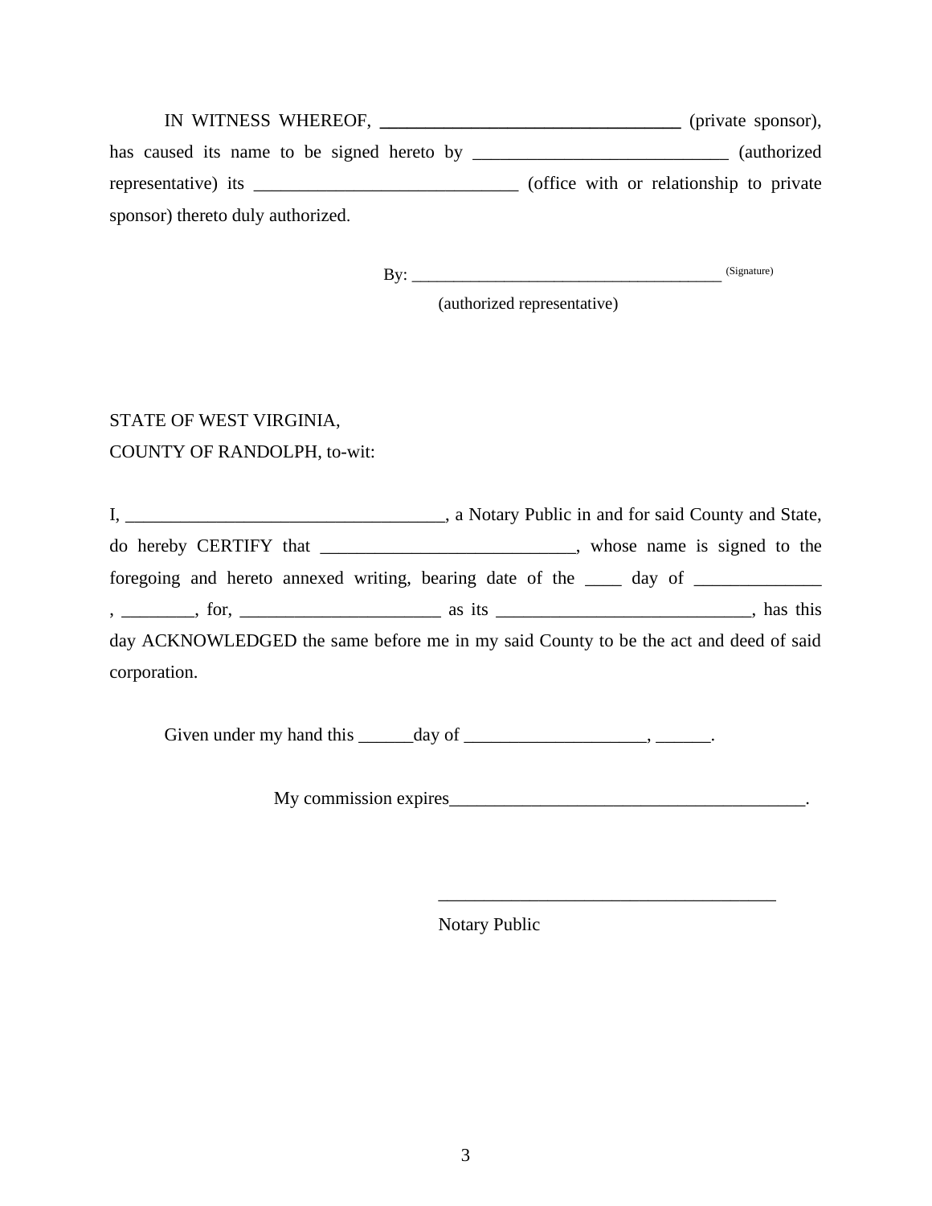IN WITNESS WHEREOF, _________________________________ (private sponsor), has caused its name to be signed hereto by ____________________________ (authorized representative) its _____________________________ (office with or relationship to private sponsor) thereto duly authorized.

By: _____________________________________ (Signature)

(authorized representative)

STATE OF WEST VIRGINIA,
COUNTY OF RANDOLPH, to-wit:

I, ___________________________________, a Notary Public in and for said County and State, do hereby CERTIFY that ____________________________, whose name is signed to the foregoing and hereto annexed writing, bearing date of the ____ day of ______________, ________, for, ______________________ as its ____________________________, has this day ACKNOWLEDGED the same before me in my said County to be the act and deed of said corporation.

Given under my hand this ______day of ____________________, ______.

My commission expires________________________________________.

_____________________________________

Notary Public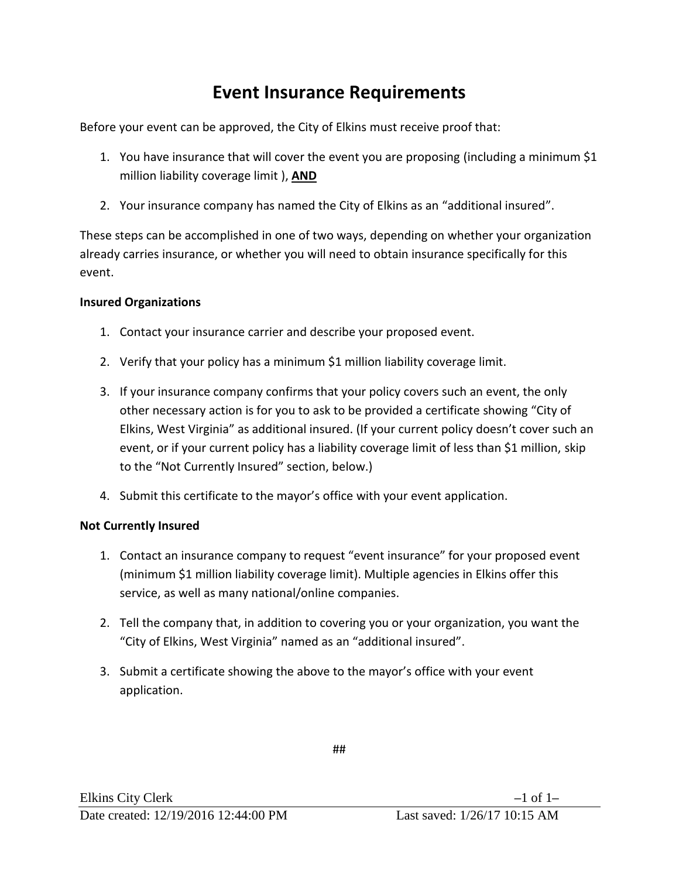# Event Insurance Requirements

Before your event can be approved, the City of Elkins must receive proof that:

1. You have insurance that will cover the event you are proposing (including a minimum $1 million liability coverage limit ), **AND**

2. Your insurance company has named the City of Elkins as an "additional insured".

These steps can be accomplished in one of two ways, depending on whether your organization already carries insurance, or whether you will need to obtain insurance specifically for this event.

**Insured Organizations**

1. Contact your insurance carrier and describe your proposed event.

2. Verify that your policy has a minimum $1 million liability coverage limit.

3. If your insurance company confirms that your policy covers such an event, the only other necessary action is for you to ask to be provided a certificate showing "City of Elkins, West Virginia" as additional insured. (If your current policy doesn't cover such an event, or if your current policy has a liability coverage limit of less than $1 million, skip to the "Not Currently Insured" section, below.)

4. Submit this certificate to the mayor's office with your event application.

**Not Currently Insured**

1. Contact an insurance company to request "event insurance" for your proposed event (minimum $1 million liability coverage limit). Multiple agencies in Elkins offer this service, as well as many national/online companies.

2. Tell the company that, in addition to covering you or your organization, you want the "City of Elkins, West Virginia" named as an "additional insured".

3. Submit a certificate showing the above to the mayor's office with your event application.

##

Elkins City Clerk

Date created: 12/19/2016 12:44:00 PM  Last saved: 1/26/17 10:15 AM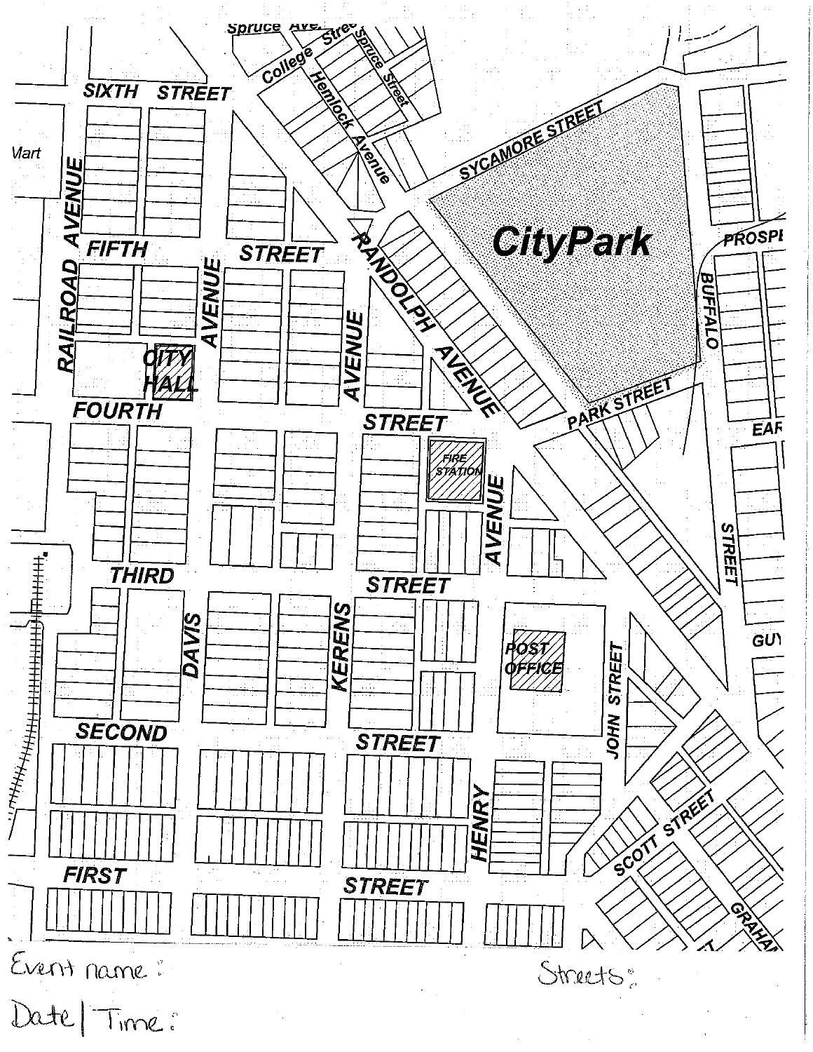Spruce Ave.

College Street

Spruce Street

Hemlock Avenue

SIXTH STREET

Mart

SYCAMORE STREET

CityPark

PROSPE

RAILROAD AVENUE

FIFTH STREET

AVENUE

RANDOLPH AVENUE

AVENUE

BUFFALO

CITY HALL

FOURTH STREET

PARK STREET

EAR

FIRE STATION

AVENUE

STREET

THIRD STREET

DAVIS

KERENS

POST OFFICE

JOHN STREET

GUY

SECOND STREET

HENRY

SCOTT STREET

FIRST STREET

GRAHA

Event name:

Date | Time:

Streets: